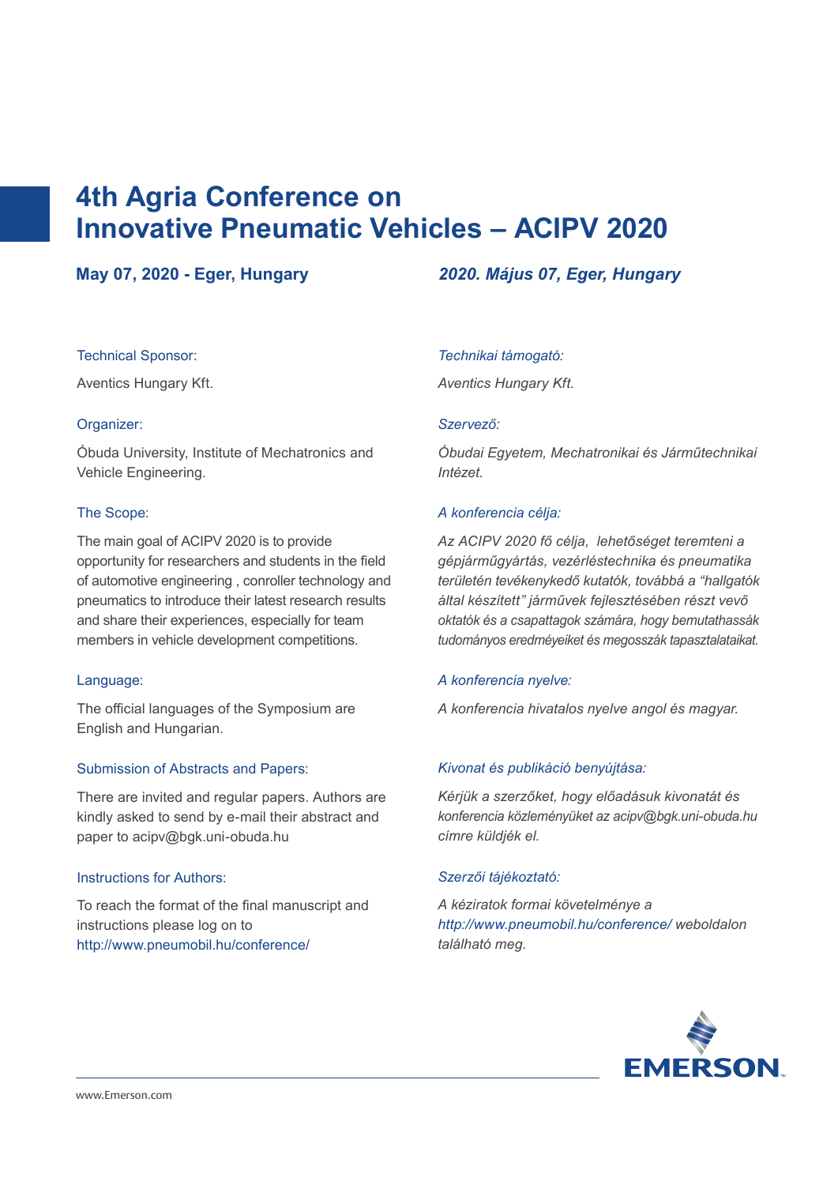# 4th Agria Conference on Innovative Pneumatic Vehicles – ACIPV 2020

**May 07, 2020 - Eger, Hungary**

Technical Sponsor:

Aventics Hungary Kft.

Organizer:

Óbuda University, Institute of Mechatronics and Vehicle Engineering.

The Scope:

The main goal of ACIPV 2020 is to provide opportunity for researchers and students in the field of automotive engineering , conroller technology and pneumatics to introduce their latest research results and share their experiences, especially for team members in vehicle development competitions.

Language:

The official languages of the Symposium are English and Hungarian.

Submission of Abstracts and Papers:

There are invited and regular papers. Authors are kindly asked to send by e-mail their abstract and paper to acipv@bgk.uni-obuda.hu

Instructions for Authors:

To reach the format of the final manuscript and instructions please log on to http://www.pneumobil.hu/conference/

***2020. Május 07, Eger, Hungary***

*Technikai támogató:*

*Aventics Hungary Kft.*

*Szervező:*

*Óbudai Egyetem, Mechatronikai és Járműtechnikai Intézet.*

*A konferencia célja:*

*Az ACIPV 2020 fő célja, lehetőséget teremteni a gépjárműgyártás, vezérléstechnika és pneumatika területén tevékenykedő kutatók, továbbá a "hallgatók által készített" járművek fejlesztésében részt vevő oktatók és a csapattagok számára, hogy bemutathassák tudományos eredméyeiket és megosszák tapasztalataikat.*

*A konferencia nyelve:*

*A konferencia hivatalos nyelve angol és magyar.*

*Kivonat és publikáció benyújtása:*

*Kérjük a szerzőket, hogy előadásuk kivonatát és konferencia közleményüket az acipv@bgk.uni-obuda.hu címre küldjék el.*

*Szerzői tájékoztató:*

*A kéziratok formai követelménye a http://www.pneumobil.hu/conference/ weboldalon található meg.*

EMERSON.

www.Emerson.com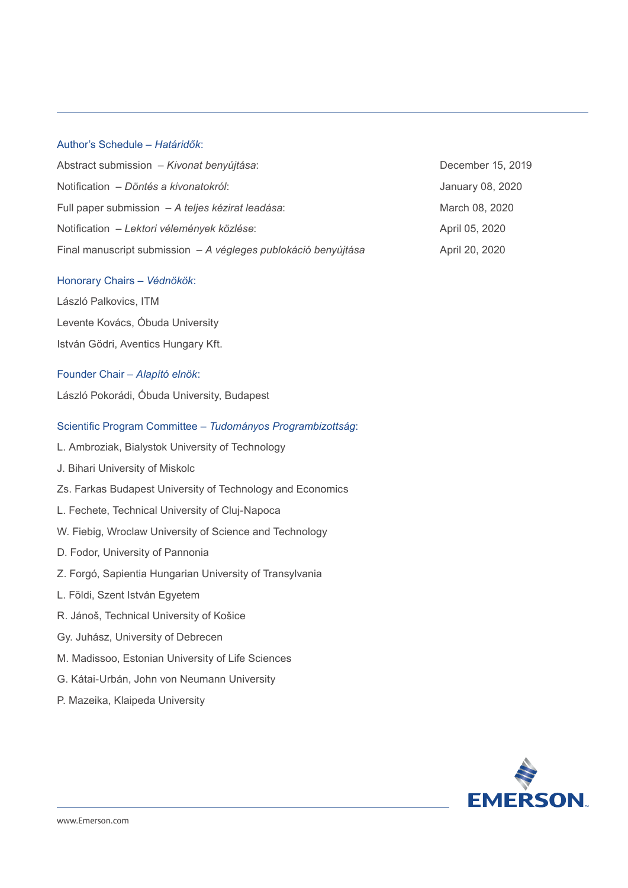### Author's Schedule – *Határidők*:

| | |
|---|---|
| Abstract submission – *Kivonat benyújtása*: | December 15, 2019 |
| Notification – *Döntés a kivonatokról*: | January 08, 2020 |
| Full paper submission – *A teljes kézirat leadása*: | March 08, 2020 |
| Notification – *Lektori vélemények közlése*: | April 05, 2020 |
| Final manuscript submission – *A végleges publokáció benyújtása* | April 20, 2020 |

### Honorary Chairs – *Védnökök*:

László Palkovics, ITM

Levente Kovács, Óbuda University

István Gödri, Aventics Hungary Kft.

### Founder Chair – *Alapító elnök*:

László Pokorádi, Óbuda University, Budapest

### Scientific Program Committee – *Tudományos Programbizottság*:

L. Ambroziak, Bialystok University of Technology

J. Bihari University of Miskolc

Zs. Farkas Budapest University of Technology and Economics

L. Fechete, Technical University of Cluj-Napoca

W. Fiebig, Wroclaw University of Science and Technology

D. Fodor, University of Pannonia

Z. Forgó, Sapientia Hungarian University of Transylvania

L. Földi, Szent István Egyetem

R. Jánoš, Technical University of Košice

Gy. Juhász, University of Debrecen

M. Madissoo, Estonian University of Life Sciences

G. Kátai-Urbán, John von Neumann University

P. Mazeika, Klaipeda University

EMERSON

www.Emerson.com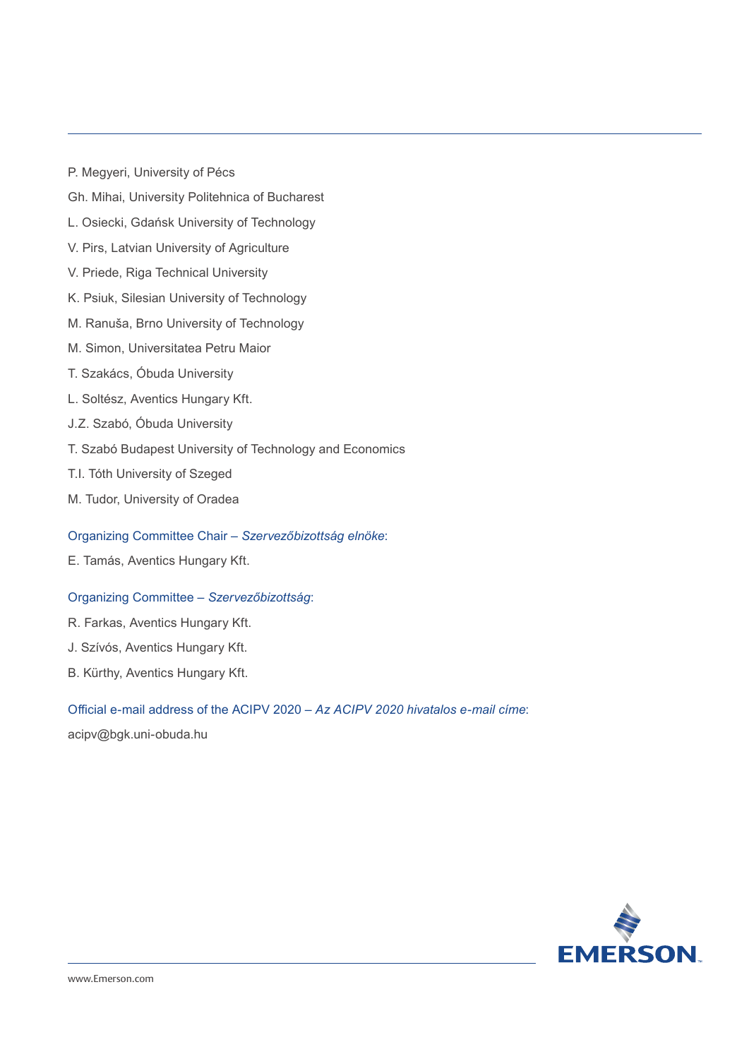P. Megyeri, University of Pécs

Gh. Mihai, University Politehnica of Bucharest

L. Osiecki, Gdańsk University of Technology

V. Pirs, Latvian University of Agriculture

V. Priede, Riga Technical University

K. Psiuk, Silesian University of Technology

M. Ranuša, Brno University of Technology

M. Simon, Universitatea Petru Maior

T. Szakács, Óbuda University

L. Soltész, Aventics Hungary Kft.

J.Z. Szabó, Óbuda University

T. Szabó Budapest University of Technology and Economics

T.I. Tóth University of Szeged

M. Tudor, University of Oradea

Organizing Committee Chair – *Szervezőbizottság elnöke*:

E. Tamás, Aventics Hungary Kft.

Organizing Committee – *Szervezőbizottság*:

R. Farkas, Aventics Hungary Kft.

J. Szívós, Aventics Hungary Kft.

B. Kürthy, Aventics Hungary Kft.

Official e-mail address of the ACIPV 2020 – *Az ACIPV 2020 hivatalos e-mail címe*:

acipv@bgk.uni-obuda.hu

EMERSON.

www.Emerson.com